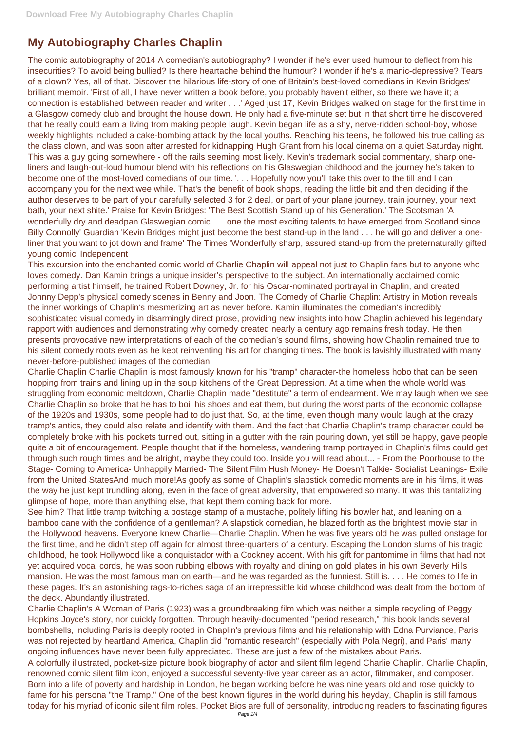# My Autobiography Charles Chaplin

The comic autobiography of 2014 A comedian's autobiography? I wonder if he's ever used humour to deflect from his insecurities? To avoid being bullied? Is there heartache behind the humour? I wonder if he's a manic-depressive? Tears of a clown? Yes, all of that. Discover the hilarious life-story of one of Britain's best-loved comedians in Kevin Bridges' brilliant memoir. 'First of all, I have never written a book before, you probably haven't either, so there we have it; a connection is established between reader and writer . . .' Aged just 17, Kevin Bridges walked on stage for the first time in a Glasgow comedy club and brought the house down. He only had a five-minute set but in that short time he discovered that he really could earn a living from making people laugh. Kevin began life as a shy, nerve-ridden school-boy, whose weekly highlights included a cake-bombing attack by the local youths. Reaching his teens, he followed his true calling as the class clown, and was soon after arrested for kidnapping Hugh Grant from his local cinema on a quiet Saturday night. This was a guy going somewhere - off the rails seeming most likely. Kevin's trademark social commentary, sharp one-liners and laugh-out-loud humour blend with his reflections on his Glaswegian childhood and the journey he's taken to become one of the most-loved comedians of our time. '. . . Hopefully now you'll take this over to the till and I can accompany you for the next wee while. That's the benefit of book shops, reading the little bit and then deciding if the author deserves to be part of your carefully selected 3 for 2 deal, or part of your plane journey, train journey, your next bath, your next shite.' Praise for Kevin Bridges: 'The Best Scottish Stand up of his Generation.' The Scotsman 'A wonderfully dry and deadpan Glaswegian comic . . . one the most exciting talents to have emerged from Scotland since Billy Connolly' Guardian 'Kevin Bridges might just become the best stand-up in the land . . . he will go and deliver a one-liner that you want to jot down and frame' The Times 'Wonderfully sharp, assured stand-up from the preternaturally gifted young comic' Independent

This excursion into the enchanted comic world of Charlie Chaplin will appeal not just to Chaplin fans but to anyone who loves comedy. Dan Kamin brings a unique insider's perspective to the subject. An internationally acclaimed comic performing artist himself, he trained Robert Downey, Jr. for his Oscar-nominated portrayal in Chaplin, and created Johnny Depp's physical comedy scenes in Benny and Joon. The Comedy of Charlie Chaplin: Artistry in Motion reveals the inner workings of Chaplin's mesmerizing art as never before. Kamin illuminates the comedian's incredibly sophisticated visual comedy in disarmingly direct prose, providing new insights into how Chaplin achieved his legendary rapport with audiences and demonstrating why comedy created nearly a century ago remains fresh today. He then presents provocative new interpretations of each of the comedian's sound films, showing how Chaplin remained true to his silent comedy roots even as he kept reinventing his art for changing times. The book is lavishly illustrated with many never-before-published images of the comedian.

Charlie Chaplin Charlie Chaplin is most famously known for his "tramp" character-the homeless hobo that can be seen hopping from trains and lining up in the soup kitchens of the Great Depression. At a time when the whole world was struggling from economic meltdown, Charlie Chaplin made "destitute" a term of endearment. We may laugh when we see Charlie Chaplin so broke that he has to boil his shoes and eat them, but during the worst parts of the economic collapse of the 1920s and 1930s, some people had to do just that. So, at the time, even though many would laugh at the crazy tramp's antics, they could also relate and identify with them. And the fact that Charlie Chaplin's tramp character could be completely broke with his pockets turned out, sitting in a gutter with the rain pouring down, yet still be happy, gave people quite a bit of encouragement. People thought that if the homeless, wandering tramp portrayed in Chaplin's films could get through such rough times and be alright, maybe they could too. Inside you will read about... - From the Poorhouse to the Stage- Coming to America- Unhappily Married- The Silent Film Hush Money- He Doesn't Talkie- Socialist Leanings- Exile from the United StatesAnd much more!As goofy as some of Chaplin's slapstick comedic moments are in his films, it was the way he just kept trundling along, even in the face of great adversity, that empowered so many. It was this tantalizing glimpse of hope, more than anything else, that kept them coming back for more.

See him? That little tramp twitching a postage stamp of a mustache, politely lifting his bowler hat, and leaning on a bamboo cane with the confidence of a gentleman? A slapstick comedian, he blazed forth as the brightest movie star in the Hollywood heavens. Everyone knew Charlie—Charlie Chaplin. When he was five years old he was pulled onstage for the first time, and he didn't step off again for almost three-quarters of a century. Escaping the London slums of his tragic childhood, he took Hollywood like a conquistador with a Cockney accent. With his gift for pantomime in films that had not yet acquired vocal cords, he was soon rubbing elbows with royalty and dining on gold plates in his own Beverly Hills mansion. He was the most famous man on earth—and he was regarded as the funniest. Still is. . . . He comes to life in these pages. It's an astonishing rags-to-riches saga of an irrepressible kid whose childhood was dealt from the bottom of the deck. Abundantly illustrated.

Charlie Chaplin's A Woman of Paris (1923) was a groundbreaking film which was neither a simple recycling of Peggy Hopkins Joyce's story, nor quickly forgotten. Through heavily-documented "period research," this book lands several bombshells, including Paris is deeply rooted in Chaplin's previous films and his relationship with Edna Purviance, Paris was not rejected by heartland America, Chaplin did "romantic research" (especially with Pola Negri), and Paris' many ongoing influences have never been fully appreciated. These are just a few of the mistakes about Paris.

A colorfully illustrated, pocket-size picture book biography of actor and silent film legend Charlie Chaplin. Charlie Chaplin, renowned comic silent film icon, enjoyed a successful seventy-five year career as an actor, filmmaker, and composer. Born into a life of poverty and hardship in London, he began working before he was nine years old and rose quickly to fame for his persona "the Tramp." One of the best known figures in the world during his heyday, Chaplin is still famous today for his myriad of iconic silent film roles. Pocket Bios are full of personality, introducing readers to fascinating figures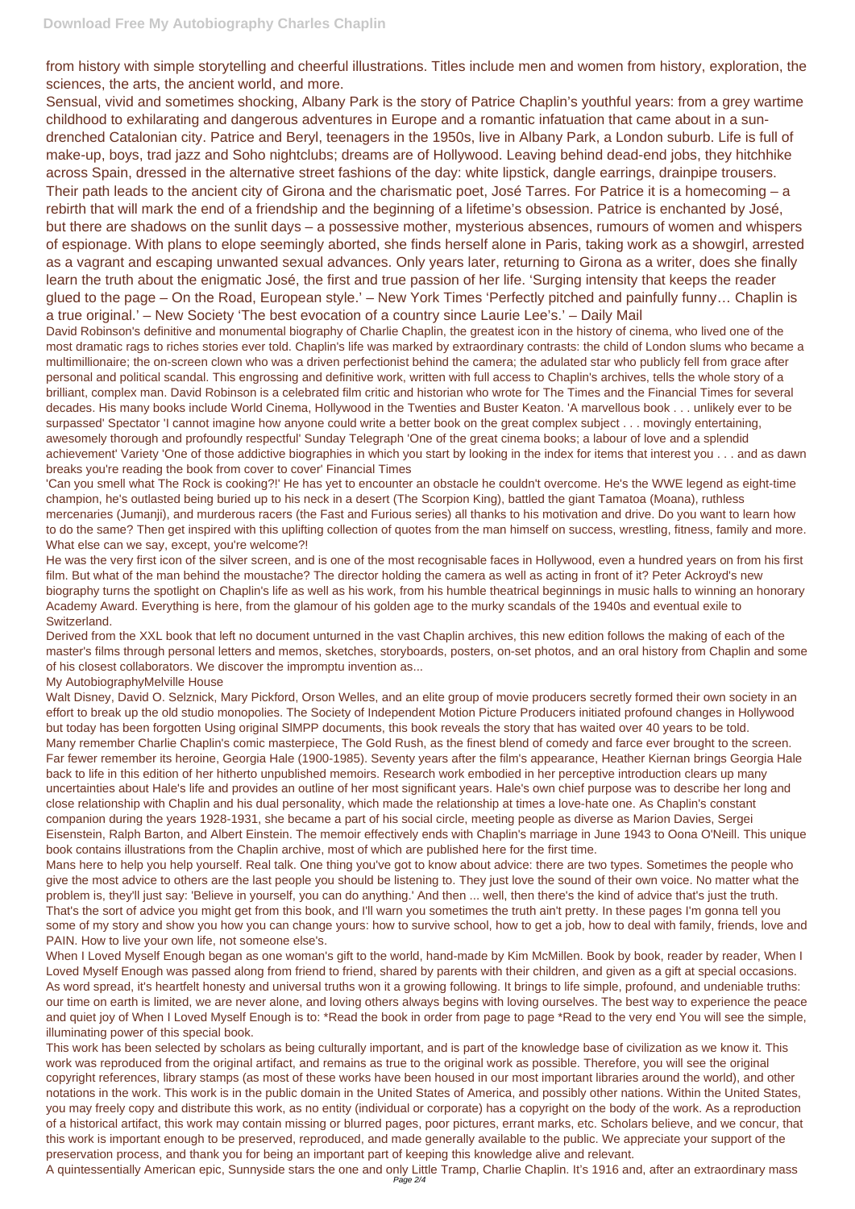from history with simple storytelling and cheerful illustrations. Titles include men and women from history, exploration, the sciences, the arts, the ancient world, and more.

Sensual, vivid and sometimes shocking, Albany Park is the story of Patrice Chaplin's youthful years: from a grey wartime childhood to exhilarating and dangerous adventures in Europe and a romantic infatuation that came about in a sun-drenched Catalonian city. Patrice and Beryl, teenagers in the 1950s, live in Albany Park, a London suburb. Life is full of make-up, boys, trad jazz and Soho nightclubs; dreams are of Hollywood. Leaving behind dead-end jobs, they hitchhike across Spain, dressed in the alternative street fashions of the day: white lipstick, dangle earrings, drainpipe trousers. Their path leads to the ancient city of Girona and the charismatic poet, José Tarres. For Patrice it is a homecoming – a rebirth that will mark the end of a friendship and the beginning of a lifetime's obsession. Patrice is enchanted by José, but there are shadows on the sunlit days – a possessive mother, mysterious absences, rumours of women and whispers of espionage. With plans to elope seemingly aborted, she finds herself alone in Paris, taking work as a showgirl, arrested as a vagrant and escaping unwanted sexual advances. Only years later, returning to Girona as a writer, does she finally learn the truth about the enigmatic José, the first and true passion of her life. 'Surging intensity that keeps the reader glued to the page – On the Road, European style.' – New York Times 'Perfectly pitched and painfully funny… Chaplin is a true original.' – New Society 'The best evocation of a country since Laurie Lee's.' – Daily Mail

David Robinson's definitive and monumental biography of Charlie Chaplin, the greatest icon in the history of cinema, who lived one of the most dramatic rags to riches stories ever told. Chaplin's life was marked by extraordinary contrasts: the child of London slums who became a multimillionaire; the on-screen clown who was a driven perfectionist behind the camera; the adulated star who publicly fell from grace after personal and political scandal. This engrossing and definitive work, written with full access to Chaplin's archives, tells the whole story of a brilliant, complex man. David Robinson is a celebrated film critic and historian who wrote for The Times and the Financial Times for several decades. His many books include World Cinema, Hollywood in the Twenties and Buster Keaton. 'A marvellous book . . . unlikely ever to be surpassed' Spectator 'I cannot imagine how anyone could write a better book on the great complex subject . . . movingly entertaining, awesomely thorough and profoundly respectful' Sunday Telegraph 'One of the great cinema books; a labour of love and a splendid achievement' Variety 'One of those addictive biographies in which you start by looking in the index for items that interest you . . . and as dawn breaks you're reading the book from cover to cover' Financial Times

'Can you smell what The Rock is cooking?!' He has yet to encounter an obstacle he couldn't overcome. He's the WWE legend as eight-time champion, he's outlasted being buried up to his neck in a desert (The Scorpion King), battled the giant Tamatoa (Moana), ruthless mercenaries (Jumanji), and murderous racers (the Fast and Furious series) all thanks to his motivation and drive. Do you want to learn how to do the same? Then get inspired with this uplifting collection of quotes from the man himself on success, wrestling, fitness, family and more. What else can we say, except, you're welcome?!

He was the very first icon of the silver screen, and is one of the most recognisable faces in Hollywood, even a hundred years on from his first film. But what of the man behind the moustache? The director holding the camera as well as acting in front of it? Peter Ackroyd's new biography turns the spotlight on Chaplin's life as well as his work, from his humble theatrical beginnings in music halls to winning an honorary Academy Award. Everything is here, from the glamour of his golden age to the murky scandals of the 1940s and eventual exile to Switzerland.

Derived from the XXL book that left no document unturned in the vast Chaplin archives, this new edition follows the making of each of the master's films through personal letters and memos, sketches, storyboards, posters, on-set photos, and an oral history from Chaplin and some of his closest collaborators. We discover the impromptu invention as...

My AutobiographyMelville House

Walt Disney, David O. Selznick, Mary Pickford, Orson Welles, and an elite group of movie producers secretly formed their own society in an effort to break up the old studio monopolies. The Society of Independent Motion Picture Producers initiated profound changes in Hollywood but today has been forgotten Using original SIMPP documents, this book reveals the story that has waited over 40 years to be told.

Many remember Charlie Chaplin's comic masterpiece, The Gold Rush, as the finest blend of comedy and farce ever brought to the screen. Far fewer remember its heroine, Georgia Hale (1900-1985). Seventy years after the film's appearance, Heather Kiernan brings Georgia Hale back to life in this edition of her hitherto unpublished memoirs. Research work embodied in her perceptive introduction clears up many uncertainties about Hale's life and provides an outline of her most significant years. Hale's own chief purpose was to describe her long and close relationship with Chaplin and his dual personality, which made the relationship at times a love-hate one. As Chaplin's constant companion during the years 1928-1931, she became a part of his social circle, meeting people as diverse as Marion Davies, Sergei Eisenstein, Ralph Barton, and Albert Einstein. The memoir effectively ends with Chaplin's marriage in June 1943 to Oona O'Neill. This unique book contains illustrations from the Chaplin archive, most of which are published here for the first time.

Mans here to help you help yourself. Real talk. One thing you've got to know about advice: there are two types. Sometimes the people who give the most advice to others are the last people you should be listening to. They just love the sound of their own voice. No matter what the problem is, they'll just say: 'Believe in yourself, you can do anything.' And then ... well, then there's the kind of advice that's just the truth. That's the sort of advice you might get from this book, and I'll warn you sometimes the truth ain't pretty. In these pages I'm gonna tell you some of my story and show you how you can change yours: how to survive school, how to get a job, how to deal with family, friends, love and PAIN. How to live your own life, not someone else's.

When I Loved Myself Enough began as one woman's gift to the world, hand-made by Kim McMillen. Book by book, reader by reader, When I Loved Myself Enough was passed along from friend to friend, shared by parents with their children, and given as a gift at special occasions. As word spread, it's heartfelt honesty and universal truths won it a growing following. It brings to life simple, profound, and undeniable truths: our time on earth is limited, we are never alone, and loving others always begins with loving ourselves. The best way to experience the peace and quiet joy of When I Loved Myself Enough is to: *Read the book in order from page to page *Read to the very end You will see the simple, illuminating power of this special book.

This work has been selected by scholars as being culturally important, and is part of the knowledge base of civilization as we know it. This work was reproduced from the original artifact, and remains as true to the original work as possible. Therefore, you will see the original copyright references, library stamps (as most of these works have been housed in our most important libraries around the world), and other notations in the work. This work is in the public domain in the United States of America, and possibly other nations. Within the United States, you may freely copy and distribute this work, as no entity (individual or corporate) has a copyright on the body of the work. As a reproduction of a historical artifact, this work may contain missing or blurred pages, poor pictures, errant marks, etc. Scholars believe, and we concur, that this work is important enough to be preserved, reproduced, and made generally available to the public. We appreciate your support of the preservation process, and thank you for being an important part of keeping this knowledge alive and relevant.

A quintessentially American epic, Sunnyside stars the one and only Little Tramp, Charlie Chaplin. It's 1916 and, after an extraordinary mass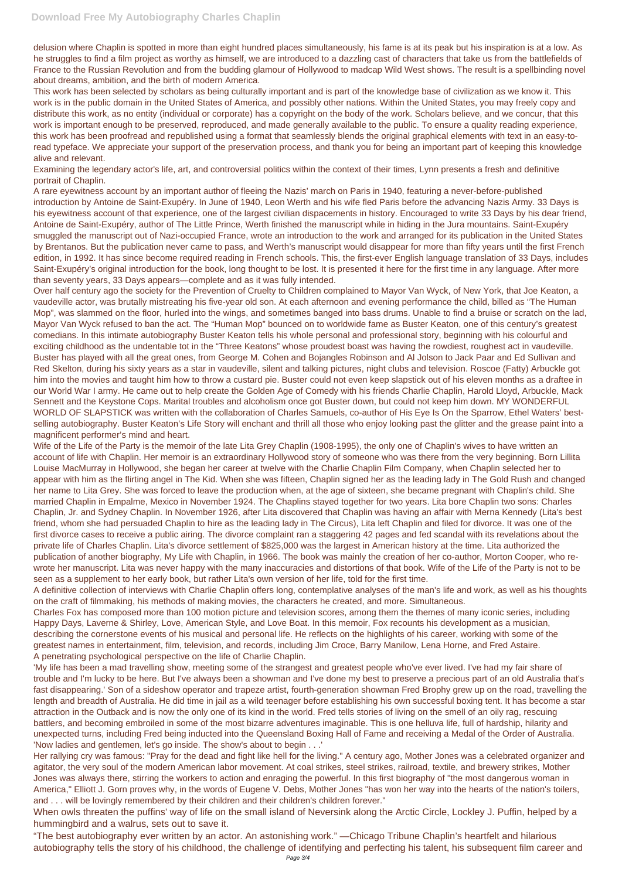delusion where Chaplin is spotted in more than eight hundred places simultaneously, his fame is at its peak but his inspiration is at a low. As he struggles to find a film project as worthy as himself, we are introduced to a dazzling cast of characters that take us from the battlefields of France to the Russian Revolution and from the budding glamour of Hollywood to madcap Wild West shows. The result is a spellbinding novel about dreams, ambition, and the birth of modern America.

This work has been selected by scholars as being culturally important and is part of the knowledge base of civilization as we know it. This work is in the public domain in the United States of America, and possibly other nations. Within the United States, you may freely copy and distribute this work, as no entity (individual or corporate) has a copyright on the body of the work. Scholars believe, and we concur, that this work is important enough to be preserved, reproduced, and made generally available to the public. To ensure a quality reading experience, this work has been proofread and republished using a format that seamlessly blends the original graphical elements with text in an easy-to-read typeface. We appreciate your support of the preservation process, and thank you for being an important part of keeping this knowledge alive and relevant.

Examining the legendary actor's life, art, and controversial politics within the context of their times, Lynn presents a fresh and definitive portrait of Chaplin.

A rare eyewitness account by an important author of fleeing the Nazis' march on Paris in 1940, featuring a never-before-published introduction by Antoine de Saint-Exupéry. In June of 1940, Leon Werth and his wife fled Paris before the advancing Nazis Army. 33 Days is his eyewitness account of that experience, one of the largest civilian dispacements in history. Encouraged to write 33 Days by his dear friend, Antoine de Saint-Exupéry, author of The Little Prince, Werth finished the manuscript while in hiding in the Jura mountains. Saint-Exupéry smuggled the manuscript out of Nazi-occupied France, wrote an introduction to the work and arranged for its publication in the United States by Brentanos. But the publication never came to pass, and Werth's manuscript would disappear for more than fifty years until the first French edition, in 1992. It has since become required reading in French schools. This, the first-ever English language translation of 33 Days, includes Saint-Exupéry's original introduction for the book, long thought to be lost. It is presented it here for the first time in any language. After more than seventy years, 33 Days appears—complete and as it was fully intended.

Over half century ago the society for the Prevention of Cruelty to Children complained to Mayor Van Wyck, of New York, that Joe Keaton, a vaudeville actor, was brutally mistreating his five-year old son. At each afternoon and evening performance the child, billed as "The Human Mop", was slammed on the floor, hurled into the wings, and sometimes banged into bass drums. Unable to find a bruise or scratch on the lad, Mayor Van Wyck refused to ban the act. The "Human Mop" bounced on to worldwide fame as Buster Keaton, one of this century's greatest comedians. In this intimate autobiography Buster Keaton tells his whole personal and professional story, beginning with his colourful and exciting childhood as the undentable tot in the "Three Keatons" whose proudest boast was having the rowdiest, roughest act in vaudeville. Buster has played with all the great ones, from George M. Cohen and Bojangles Robinson and Al Jolson to Jack Paar and Ed Sullivan and Red Skelton, during his sixty years as a star in vaudeville, silent and talking pictures, night clubs and television. Roscoe (Fatty) Arbuckle got him into the movies and taught him how to throw a custard pie. Buster could not even keep slapstick out of his eleven months as a draftee in our World War I army. He came out to help create the Golden Age of Comedy with his friends Charlie Chaplin, Harold Lloyd, Arbuckle, Mack Sennett and the Keystone Cops. Marital troubles and alcoholism once got Buster down, but could not keep him down. MY WONDERFUL WORLD OF SLAPSTICK was written with the collaboration of Charles Samuels, co-author of His Eye Is On the Sparrow, Ethel Waters' best-selling autobiography. Buster Keaton's Life Story will enchant and thrill all those who enjoy looking past the glitter and the grease paint into a magnificent performer's mind and heart.

Wife of the Life of the Party is the memoir of the late Lita Grey Chaplin (1908-1995), the only one of Chaplin's wives to have written an account of life with Chaplin. Her memoir is an extraordinary Hollywood story of someone who was there from the very beginning. Born Lillita Louise MacMurray in Hollywood, she began her career at twelve with the Charlie Chaplin Film Company, when Chaplin selected her to appear with him as the flirting angel in The Kid. When she was fifteen, Chaplin signed her as the leading lady in The Gold Rush and changed her name to Lita Grey. She was forced to leave the production when, at the age of sixteen, she became pregnant with Chaplin's child. She married Chaplin in Empalme, Mexico in November 1924. The Chaplins stayed together for two years. Lita bore Chaplin two sons: Charles Chaplin, Jr. and Sydney Chaplin. In November 1926, after Lita discovered that Chaplin was having an affair with Merna Kennedy (Lita's best friend, whom she had persuaded Chaplin to hire as the leading lady in The Circus), Lita left Chaplin and filed for divorce. It was one of the first divorce cases to receive a public airing. The divorce complaint ran a staggering 42 pages and fed scandal with its revelations about the private life of Charles Chaplin. Lita's divorce settlement of $825,000 was the largest in American history at the time. Lita authorized the publication of another biography, My Life with Chaplin, in 1966. The book was mainly the creation of her co-author, Morton Cooper, who re-wrote her manuscript. Lita was never happy with the many inaccuracies and distortions of that book. Wife of the Life of the Party is not to be seen as a supplement to her early book, but rather Lita's own version of her life, told for the first time.

A definitive collection of interviews with Charlie Chaplin offers long, contemplative analyses of the man's life and work, as well as his thoughts on the craft of filmmaking, his methods of making movies, the characters he created, and more. Simultaneous.

Charles Fox has composed more than 100 motion picture and television scores, among them the themes of many iconic series, including Happy Days, Laverne & Shirley, Love, American Style, and Love Boat. In this memoir, Fox recounts his development as a musician, describing the cornerstone events of his musical and personal life. He reflects on the highlights of his career, working with some of the greatest names in entertainment, film, television, and records, including Jim Croce, Barry Manilow, Lena Horne, and Fred Astaire.

A penetrating psychological perspective on the life of Charlie Chaplin.

'My life has been a mad travelling show, meeting some of the strangest and greatest people who've ever lived. I've had my fair share of trouble and I'm lucky to be here. But I've always been a showman and I've done my best to preserve a precious part of an old Australia that's fast disappearing.' Son of a sideshow operator and trapeze artist, fourth-generation showman Fred Brophy grew up on the road, travelling the length and breadth of Australia. He did time in jail as a wild teenager before establishing his own successful boxing tent. It has become a star attraction in the Outback and is now the only one of its kind in the world. Fred tells stories of living on the smell of an oily rag, rescuing battlers, and becoming embroiled in some of the most bizarre adventures imaginable. This is one helluva life, full of hardship, hilarity and unexpected turns, including Fred being inducted into the Queensland Boxing Hall of Fame and receiving a Medal of the Order of Australia. 'Now ladies and gentlemen, let's go inside. The show's about to begin . . .'

Her rallying cry was famous: "Pray for the dead and fight like hell for the living." A century ago, Mother Jones was a celebrated organizer and agitator, the very soul of the modern American labor movement. At coal strikes, steel strikes, railroad, textile, and brewery strikes, Mother Jones was always there, stirring the workers to action and enraging the powerful. In this first biography of "the most dangerous woman in America," Elliott J. Gorn proves why, in the words of Eugene V. Debs, Mother Jones "has won her way into the hearts of the nation's toilers, and . . . will be lovingly remembered by their children and their children's children forever."

When owls threaten the puffins' way of life on the small island of Neversink along the Arctic Circle, Lockley J. Puffin, helped by a hummingbird and a walrus, sets out to save it.

"The best autobiography ever written by an actor. An astonishing work." —Chicago Tribune Chaplin's heartfelt and hilarious autobiography tells the story of his childhood, the challenge of identifying and perfecting his talent, his subsequent film career and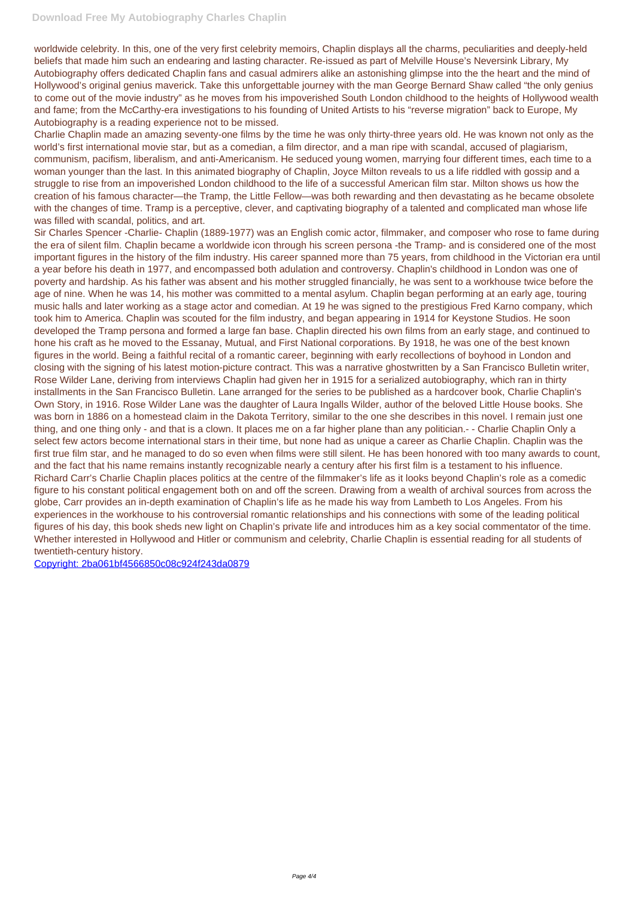worldwide celebrity. In this, one of the very first celebrity memoirs, Chaplin displays all the charms, peculiarities and deeply-held beliefs that made him such an endearing and lasting character. Re-issued as part of Melville House's Neversink Library, My Autobiography offers dedicated Chaplin fans and casual admirers alike an astonishing glimpse into the the heart and the mind of Hollywood's original genius maverick. Take this unforgettable journey with the man George Bernard Shaw called "the only genius to come out of the movie industry" as he moves from his impoverished South London childhood to the heights of Hollywood wealth and fame; from the McCarthy-era investigations to his founding of United Artists to his "reverse migration" back to Europe, My Autobiography is a reading experience not to be missed.

Charlie Chaplin made an amazing seventy-one films by the time he was only thirty-three years old. He was known not only as the world's first international movie star, but as a comedian, a film director, and a man ripe with scandal, accused of plagiarism, communism, pacifism, liberalism, and anti-Americanism. He seduced young women, marrying four different times, each time to a woman younger than the last. In this animated biography of Chaplin, Joyce Milton reveals to us a life riddled with gossip and a struggle to rise from an impoverished London childhood to the life of a successful American film star. Milton shows us how the creation of his famous character—the Tramp, the Little Fellow—was both rewarding and then devastating as he became obsolete with the changes of time. Tramp is a perceptive, clever, and captivating biography of a talented and complicated man whose life was filled with scandal, politics, and art.

Sir Charles Spencer -Charlie- Chaplin (1889-1977) was an English comic actor, filmmaker, and composer who rose to fame during the era of silent film. Chaplin became a worldwide icon through his screen persona -the Tramp- and is considered one of the most important figures in the history of the film industry. His career spanned more than 75 years, from childhood in the Victorian era until a year before his death in 1977, and encompassed both adulation and controversy. Chaplin's childhood in London was one of poverty and hardship. As his father was absent and his mother struggled financially, he was sent to a workhouse twice before the age of nine. When he was 14, his mother was committed to a mental asylum. Chaplin began performing at an early age, touring music halls and later working as a stage actor and comedian. At 19 he was signed to the prestigious Fred Karno company, which took him to America. Chaplin was scouted for the film industry, and began appearing in 1914 for Keystone Studios. He soon developed the Tramp persona and formed a large fan base. Chaplin directed his own films from an early stage, and continued to hone his craft as he moved to the Essanay, Mutual, and First National corporations. By 1918, he was one of the best known figures in the world. Being a faithful recital of a romantic career, beginning with early recollections of boyhood in London and closing with the signing of his latest motion-picture contract. This was a narrative ghostwritten by a San Francisco Bulletin writer, Rose Wilder Lane, deriving from interviews Chaplin had given her in 1915 for a serialized autobiography, which ran in thirty installments in the San Francisco Bulletin. Lane arranged for the series to be published as a hardcover book, Charlie Chaplin's Own Story, in 1916. Rose Wilder Lane was the daughter of Laura Ingalls Wilder, author of the beloved Little House books. She was born in 1886 on a homestead claim in the Dakota Territory, similar to the one she describes in this novel. I remain just one thing, and one thing only - and that is a clown. It places me on a far higher plane than any politician.- - Charlie Chaplin Only a select few actors become international stars in their time, but none had as unique a career as Charlie Chaplin. Chaplin was the first true film star, and he managed to do so even when films were still silent. He has been honored with too many awards to count, and the fact that his name remains instantly recognizable nearly a century after his first film is a testament to his influence.

Richard Carr's Charlie Chaplin places politics at the centre of the filmmaker's life as it looks beyond Chaplin's role as a comedic figure to his constant political engagement both on and off the screen. Drawing from a wealth of archival sources from across the globe, Carr provides an in-depth examination of Chaplin's life as he made his way from Lambeth to Los Angeles. From his experiences in the workhouse to his controversial romantic relationships and his connections with some of the leading political figures of his day, this book sheds new light on Chaplin's private life and introduces him as a key social commentator of the time. Whether interested in Hollywood and Hitler or communism and celebrity, Charlie Chaplin is essential reading for all students of twentieth-century history.

Copyright: 2ba061bf4566850c08c924f243da0879